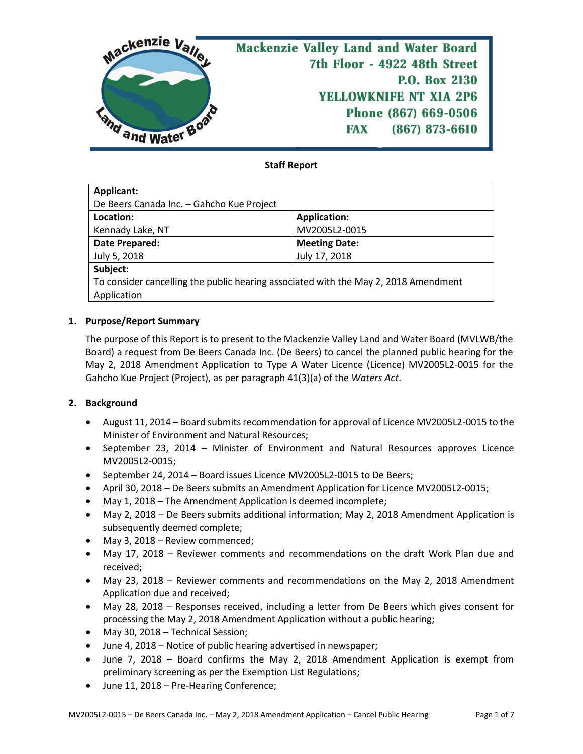Mackenzie Valley Land and Water Board
7th Floor - 4922 48th Street
P.O. Box 2130
YELLOWKNIFE NT X1A 2P6
Phone (867) 669-0506
FAX (867) 873-6610

**Staff Report**

| **Applicant:** | |
|---|---|
| De Beers Canada Inc. – Gahcho Kue Project | |
| **Location:** | **Application:** |
| Kennady Lake, NT | MV2005L2-0015 |
| **Date Prepared:** | **Meeting Date:** |
| July 5, 2018 | July 17, 2018 |
| **Subject:** | |
| To consider cancelling the public hearing associated with the May 2, 2018 Amendment Application | |

## 1. Purpose/Report Summary

The purpose of this Report is to present to the Mackenzie Valley Land and Water Board (MVLWB/the Board) a request from De Beers Canada Inc. (De Beers) to cancel the planned public hearing for the May 2, 2018 Amendment Application to Type A Water Licence (Licence) MV2005L2-0015 for the Gahcho Kue Project (Project), as per paragraph 41(3)(a) of the *Waters Act*.

## 2. Background

- August 11, 2014 – Board submits recommendation for approval of Licence MV2005L2-0015 to the Minister of Environment and Natural Resources;
- September 23, 2014 – Minister of Environment and Natural Resources approves Licence MV2005L2-0015;
- September 24, 2014 – Board issues Licence MV2005L2-0015 to De Beers;
- April 30, 2018 – De Beers submits an Amendment Application for Licence MV2005L2-0015;
- May 1, 2018 – The Amendment Application is deemed incomplete;
- May 2, 2018 – De Beers submits additional information; May 2, 2018 Amendment Application is subsequently deemed complete;
- May 3, 2018 – Review commenced;
- May 17, 2018 – Reviewer comments and recommendations on the draft Work Plan due and received;
- May 23, 2018 – Reviewer comments and recommendations on the May 2, 2018 Amendment Application due and received;
- May 28, 2018 – Responses received, including a letter from De Beers which gives consent for processing the May 2, 2018 Amendment Application without a public hearing;
- May 30, 2018 – Technical Session;
- June 4, 2018 – Notice of public hearing advertised in newspaper;
- June 7, 2018 – Board confirms the May 2, 2018 Amendment Application is exempt from preliminary screening as per the Exemption List Regulations;
- June 11, 2018 – Pre-Hearing Conference;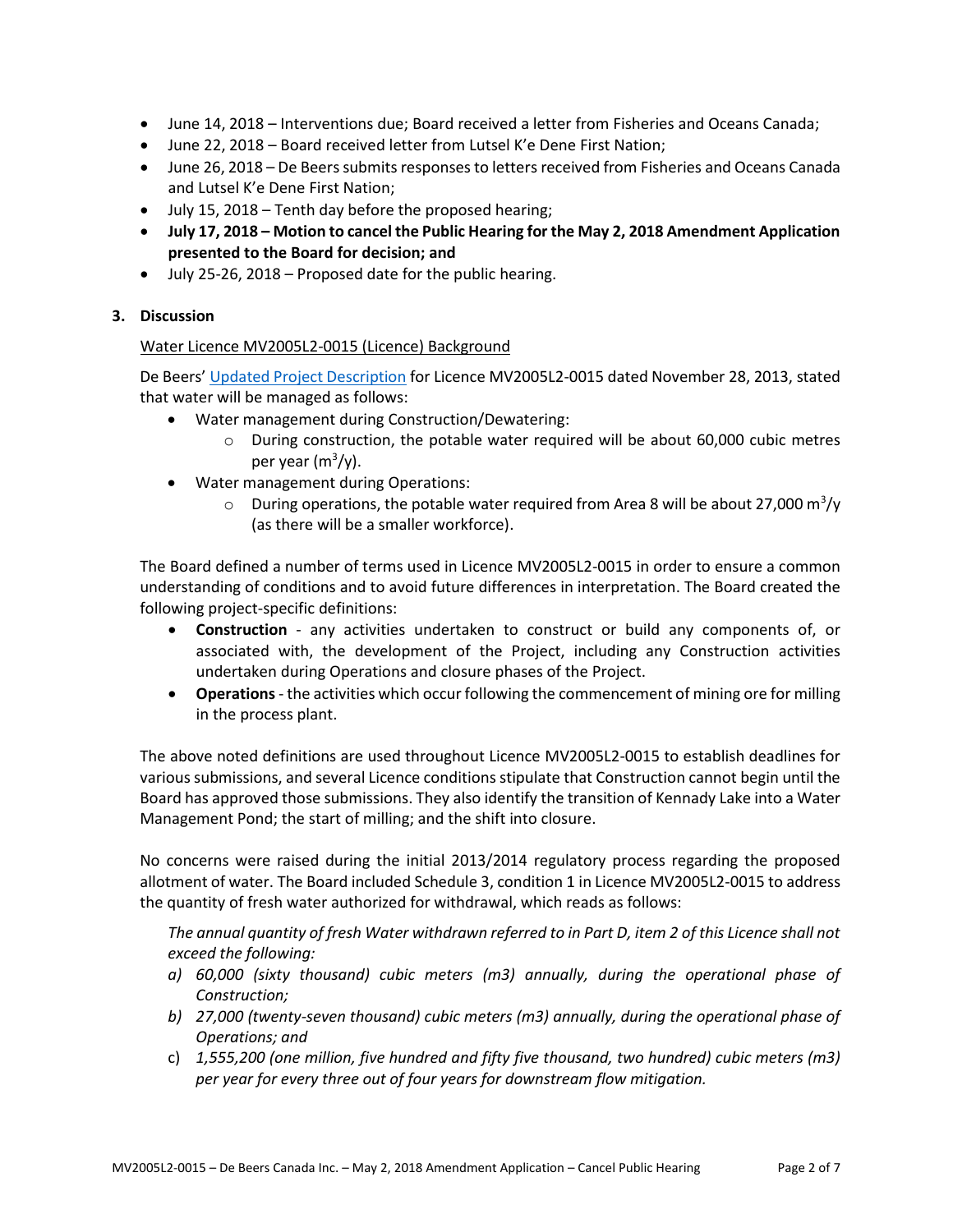- June 14, 2018 – Interventions due; Board received a letter from Fisheries and Oceans Canada;
- June 22, 2018 – Board received letter from Lutsel K'e Dene First Nation;
- June 26, 2018 – De Beers submits responses to letters received from Fisheries and Oceans Canada and Lutsel K'e Dene First Nation;
- July 15, 2018 – Tenth day before the proposed hearing;
- **July 17, 2018 – Motion to cancel the Public Hearing for the May 2, 2018 Amendment Application presented to the Board for decision; and**
- July 25-26, 2018 – Proposed date for the public hearing.

## 3. Discussion

Water Licence MV2005L2-0015 (Licence) Background

De Beers' Updated Project Description for Licence MV2005L2-0015 dated November 28, 2013, stated that water will be managed as follows:

- Water management during Construction/Dewatering:
  - During construction, the potable water required will be about 60,000 cubic metres per year ($m^3/y$).
- Water management during Operations:
  - During operations, the potable water required from Area 8 will be about 27,000 $m^3/y$ (as there will be a smaller workforce).

The Board defined a number of terms used in Licence MV2005L2-0015 in order to ensure a common understanding of conditions and to avoid future differences in interpretation. The Board created the following project-specific definitions:

- **Construction** - any activities undertaken to construct or build any components of, or associated with, the development of the Project, including any Construction activities undertaken during Operations and closure phases of the Project.
- **Operations** - the activities which occur following the commencement of mining ore for milling in the process plant.

The above noted definitions are used throughout Licence MV2005L2-0015 to establish deadlines for various submissions, and several Licence conditions stipulate that Construction cannot begin until the Board has approved those submissions. They also identify the transition of Kennady Lake into a Water Management Pond; the start of milling; and the shift into closure.

No concerns were raised during the initial 2013/2014 regulatory process regarding the proposed allotment of water. The Board included Schedule 3, condition 1 in Licence MV2005L2-0015 to address the quantity of fresh water authorized for withdrawal, which reads as follows:

*The annual quantity of fresh Water withdrawn referred to in Part D, item 2 of this Licence shall not exceed the following:*

a) *60,000 (sixty thousand) cubic meters (m3) annually, during the operational phase of Construction;*
b) *27,000 (twenty-seven thousand) cubic meters (m3) annually, during the operational phase of Operations; and*
c) *1,555,200 (one million, five hundred and fifty five thousand, two hundred) cubic meters (m3) per year for every three out of four years for downstream flow mitigation.*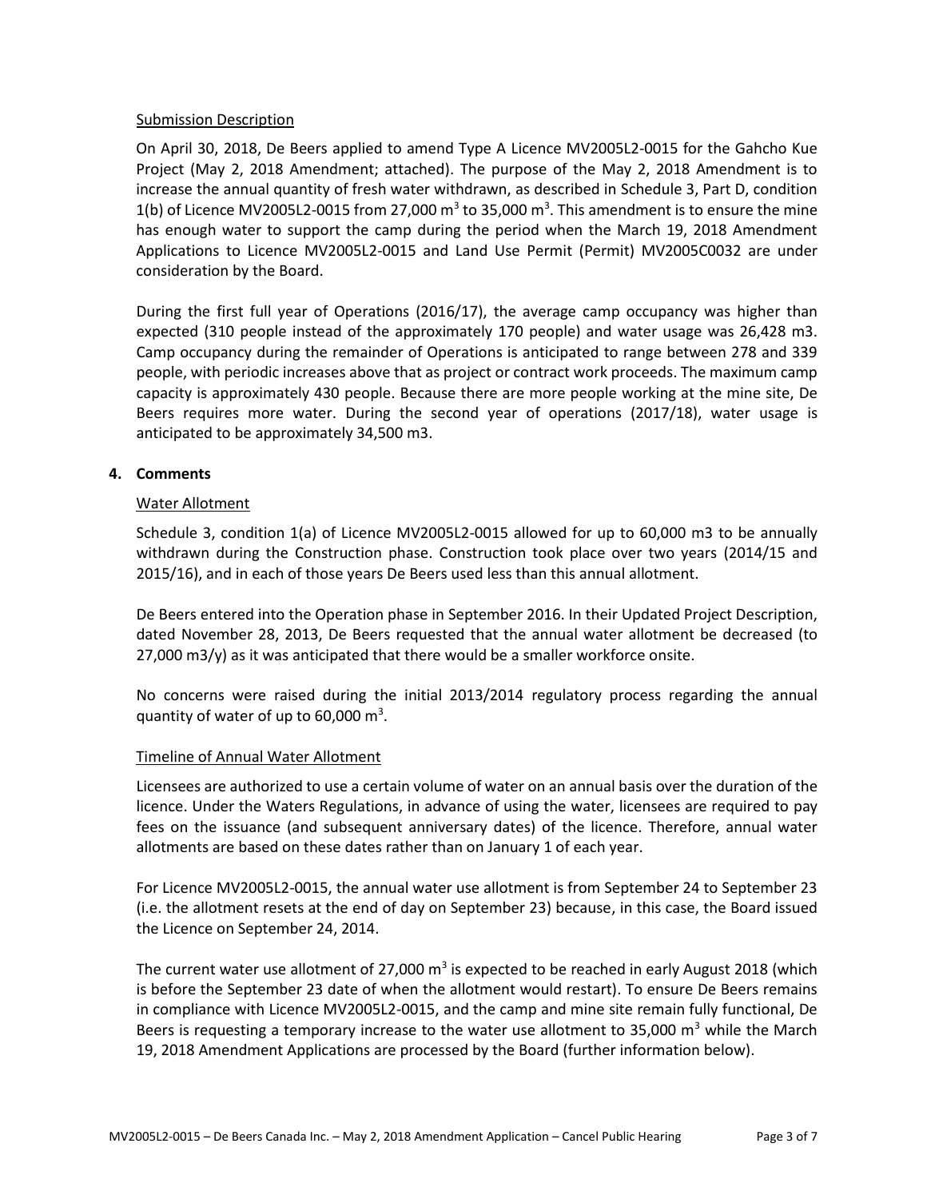Submission Description

On April 30, 2018, De Beers applied to amend Type A Licence MV2005L2-0015 for the Gahcho Kue Project (May 2, 2018 Amendment; attached). The purpose of the May 2, 2018 Amendment is to increase the annual quantity of fresh water withdrawn, as described in Schedule 3, Part D, condition 1(b) of Licence MV2005L2-0015 from 27,000 $m^3$ to 35,000 $m^3$. This amendment is to ensure the mine has enough water to support the camp during the period when the March 19, 2018 Amendment Applications to Licence MV2005L2-0015 and Land Use Permit (Permit) MV2005C0032 are under consideration by the Board.

During the first full year of Operations (2016/17), the average camp occupancy was higher than expected (310 people instead of the approximately 170 people) and water usage was 26,428 m3. Camp occupancy during the remainder of Operations is anticipated to range between 278 and 339 people, with periodic increases above that as project or contract work proceeds. The maximum camp capacity is approximately 430 people. Because there are more people working at the mine site, De Beers requires more water. During the second year of operations (2017/18), water usage is anticipated to be approximately 34,500 m3.

## 4. Comments

Water Allotment

Schedule 3, condition 1(a) of Licence MV2005L2-0015 allowed for up to 60,000 m3 to be annually withdrawn during the Construction phase. Construction took place over two years (2014/15 and 2015/16), and in each of those years De Beers used less than this annual allotment.

De Beers entered into the Operation phase in September 2016. In their Updated Project Description, dated November 28, 2013, De Beers requested that the annual water allotment be decreased (to 27,000 m3/y) as it was anticipated that there would be a smaller workforce onsite.

No concerns were raised during the initial 2013/2014 regulatory process regarding the annual quantity of water of up to 60,000 $m^3$.

Timeline of Annual Water Allotment

Licensees are authorized to use a certain volume of water on an annual basis over the duration of the licence. Under the Waters Regulations, in advance of using the water, licensees are required to pay fees on the issuance (and subsequent anniversary dates) of the licence. Therefore, annual water allotments are based on these dates rather than on January 1 of each year.

For Licence MV2005L2-0015, the annual water use allotment is from September 24 to September 23 (i.e. the allotment resets at the end of day on September 23) because, in this case, the Board issued the Licence on September 24, 2014.

The current water use allotment of 27,000 $m^3$ is expected to be reached in early August 2018 (which is before the September 23 date of when the allotment would restart). To ensure De Beers remains in compliance with Licence MV2005L2-0015, and the camp and mine site remain fully functional, De Beers is requesting a temporary increase to the water use allotment to 35,000 $m^3$ while the March 19, 2018 Amendment Applications are processed by the Board (further information below).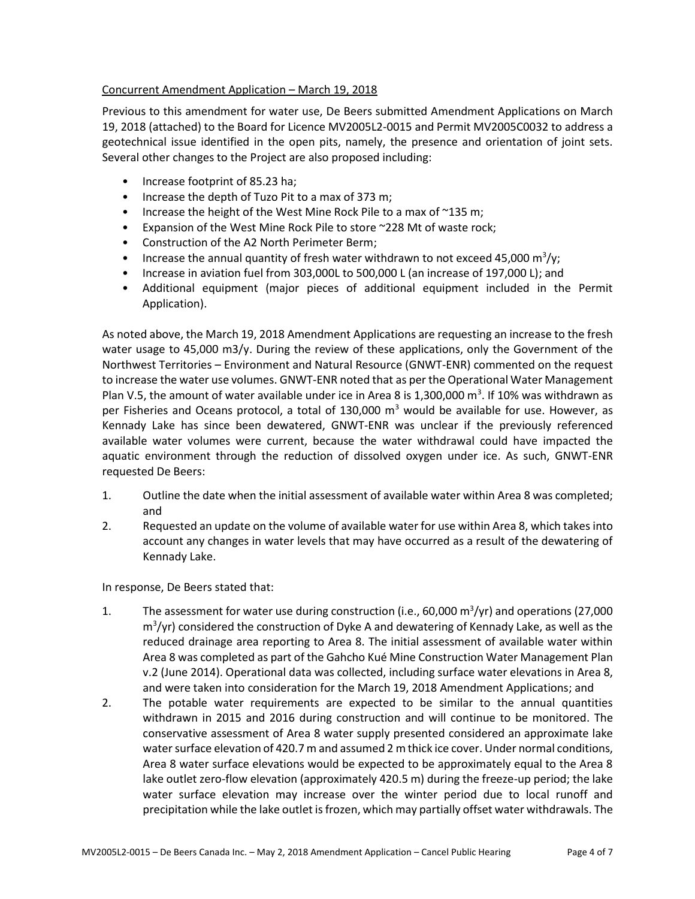Concurrent Amendment Application – March 19, 2018

Previous to this amendment for water use, De Beers submitted Amendment Applications on March 19, 2018 (attached) to the Board for Licence MV2005L2-0015 and Permit MV2005C0032 to address a geotechnical issue identified in the open pits, namely, the presence and orientation of joint sets. Several other changes to the Project are also proposed including:

- Increase footprint of 85.23 ha;
- Increase the depth of Tuzo Pit to a max of 373 m;
- Increase the height of the West Mine Rock Pile to a max of ~135 m;
- Expansion of the West Mine Rock Pile to store ~228 Mt of waste rock;
- Construction of the A2 North Perimeter Berm;
- Increase the annual quantity of fresh water withdrawn to not exceed 45,000 $m^3$/y;
- Increase in aviation fuel from 303,000L to 500,000 L (an increase of 197,000 L); and
- Additional equipment (major pieces of additional equipment included in the Permit Application).

As noted above, the March 19, 2018 Amendment Applications are requesting an increase to the fresh water usage to 45,000 m3/y. During the review of these applications, only the Government of the Northwest Territories – Environment and Natural Resource (GNWT-ENR) commented on the request to increase the water use volumes. GNWT-ENR noted that as per the Operational Water Management Plan V.5, the amount of water available under ice in Area 8 is 1,300,000 $m^3$. If 10% was withdrawn as per Fisheries and Oceans protocol, a total of 130,000 $m^3$ would be available for use. However, as Kennady Lake has since been dewatered, GNWT-ENR was unclear if the previously referenced available water volumes were current, because the water withdrawal could have impacted the aquatic environment through the reduction of dissolved oxygen under ice. As such, GNWT-ENR requested De Beers:

1. Outline the date when the initial assessment of available water within Area 8 was completed; and
2. Requested an update on the volume of available water for use within Area 8, which takes into account any changes in water levels that may have occurred as a result of the dewatering of Kennady Lake.

In response, De Beers stated that:

1. The assessment for water use during construction (i.e., 60,000 $m^3$/yr) and operations (27,000 $m^3$/yr) considered the construction of Dyke A and dewatering of Kennady Lake, as well as the reduced drainage area reporting to Area 8. The initial assessment of available water within Area 8 was completed as part of the Gahcho Kué Mine Construction Water Management Plan v.2 (June 2014). Operational data was collected, including surface water elevations in Area 8, and were taken into consideration for the March 19, 2018 Amendment Applications; and
2. The potable water requirements are expected to be similar to the annual quantities withdrawn in 2015 and 2016 during construction and will continue to be monitored. The conservative assessment of Area 8 water supply presented considered an approximate lake water surface elevation of 420.7 m and assumed 2 m thick ice cover. Under normal conditions, Area 8 water surface elevations would be expected to be approximately equal to the Area 8 lake outlet zero-flow elevation (approximately 420.5 m) during the freeze-up period; the lake water surface elevation may increase over the winter period due to local runoff and precipitation while the lake outlet is frozen, which may partially offset water withdrawals. The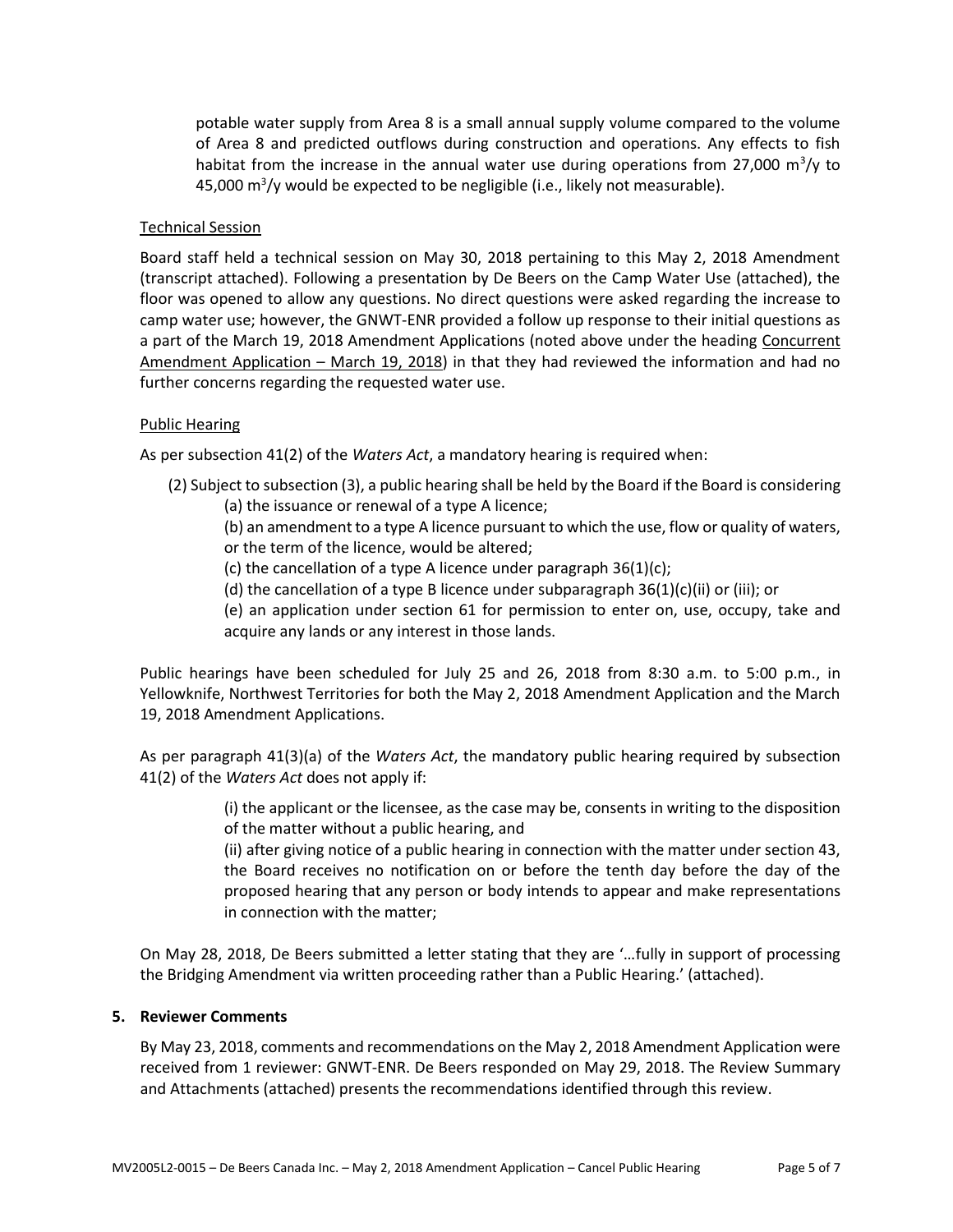potable water supply from Area 8 is a small annual supply volume compared to the volume of Area 8 and predicted outflows during construction and operations. Any effects to fish habitat from the increase in the annual water use during operations from 27,000 $m^3$/y to 45,000 $m^3$/y would be expected to be negligible (i.e., likely not measurable).

Technical Session

Board staff held a technical session on May 30, 2018 pertaining to this May 2, 2018 Amendment (transcript attached). Following a presentation by De Beers on the Camp Water Use (attached), the floor was opened to allow any questions. No direct questions were asked regarding the increase to camp water use; however, the GNWT-ENR provided a follow up response to their initial questions as a part of the March 19, 2018 Amendment Applications (noted above under the heading Concurrent Amendment Application – March 19, 2018) in that they had reviewed the information and had no further concerns regarding the requested water use.

Public Hearing

As per subsection 41(2) of the *Waters Act*, a mandatory hearing is required when:

(2) Subject to subsection (3), a public hearing shall be held by the Board if the Board is considering
  (a) the issuance or renewal of a type A licence;
  (b) an amendment to a type A licence pursuant to which the use, flow or quality of waters, or the term of the licence, would be altered;
  (c) the cancellation of a type A licence under paragraph 36(1)(c);
  (d) the cancellation of a type B licence under subparagraph 36(1)(c)(ii) or (iii); or
  (e) an application under section 61 for permission to enter on, use, occupy, take and acquire any lands or any interest in those lands.

Public hearings have been scheduled for July 25 and 26, 2018 from 8:30 a.m. to 5:00 p.m., in Yellowknife, Northwest Territories for both the May 2, 2018 Amendment Application and the March 19, 2018 Amendment Applications.

As per paragraph 41(3)(a) of the *Waters Act*, the mandatory public hearing required by subsection 41(2) of the *Waters Act* does not apply if:

(i) the applicant or the licensee, as the case may be, consents in writing to the disposition of the matter without a public hearing, and
(ii) after giving notice of a public hearing in connection with the matter under section 43, the Board receives no notification on or before the tenth day before the day of the proposed hearing that any person or body intends to appear and make representations in connection with the matter;

On May 28, 2018, De Beers submitted a letter stating that they are '…fully in support of processing the Bridging Amendment via written proceeding rather than a Public Hearing.' (attached).

**5. Reviewer Comments**

By May 23, 2018, comments and recommendations on the May 2, 2018 Amendment Application were received from 1 reviewer: GNWT-ENR. De Beers responded on May 29, 2018. The Review Summary and Attachments (attached) presents the recommendations identified through this review.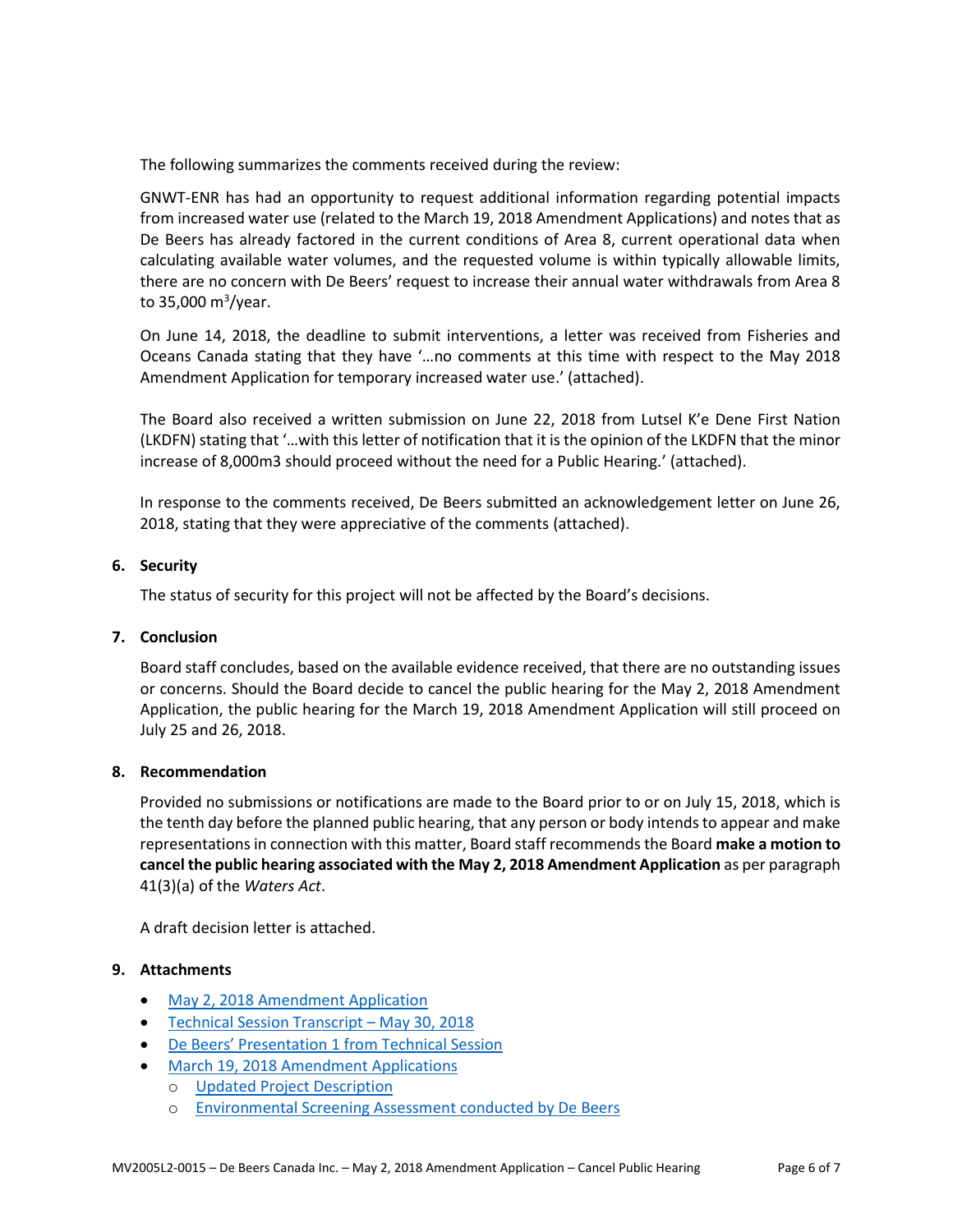The following summarizes the comments received during the review:

GNWT-ENR has had an opportunity to request additional information regarding potential impacts from increased water use (related to the March 19, 2018 Amendment Applications) and notes that as De Beers has already factored in the current conditions of Area 8, current operational data when calculating available water volumes, and the requested volume is within typically allowable limits, there are no concern with De Beers' request to increase their annual water withdrawals from Area 8 to 35,000 $m^3$/year.

On June 14, 2018, the deadline to submit interventions, a letter was received from Fisheries and Oceans Canada stating that they have '…no comments at this time with respect to the May 2018 Amendment Application for temporary increased water use.' (attached).

The Board also received a written submission on June 22, 2018 from Lutsel K'e Dene First Nation (LKDFN) stating that '…with this letter of notification that it is the opinion of the LKDFN that the minor increase of 8,000m3 should proceed without the need for a Public Hearing.' (attached).

In response to the comments received, De Beers submitted an acknowledgement letter on June 26, 2018, stating that they were appreciative of the comments (attached).

## 6. Security

The status of security for this project will not be affected by the Board's decisions.

## 7. Conclusion

Board staff concludes, based on the available evidence received, that there are no outstanding issues or concerns. Should the Board decide to cancel the public hearing for the May 2, 2018 Amendment Application, the public hearing for the March 19, 2018 Amendment Application will still proceed on July 25 and 26, 2018.

## 8. Recommendation

Provided no submissions or notifications are made to the Board prior to or on July 15, 2018, which is the tenth day before the planned public hearing, that any person or body intends to appear and make representations in connection with this matter, Board staff recommends the Board **make a motion to cancel the public hearing associated with the May 2, 2018 Amendment Application** as per paragraph 41(3)(a) of the *Waters Act*.

A draft decision letter is attached.

## 9. Attachments

- May 2, 2018 Amendment Application
- Technical Session Transcript – May 30, 2018
- De Beers' Presentation 1 from Technical Session
- March 19, 2018 Amendment Applications
  - Updated Project Description
  - Environmental Screening Assessment conducted by De Beers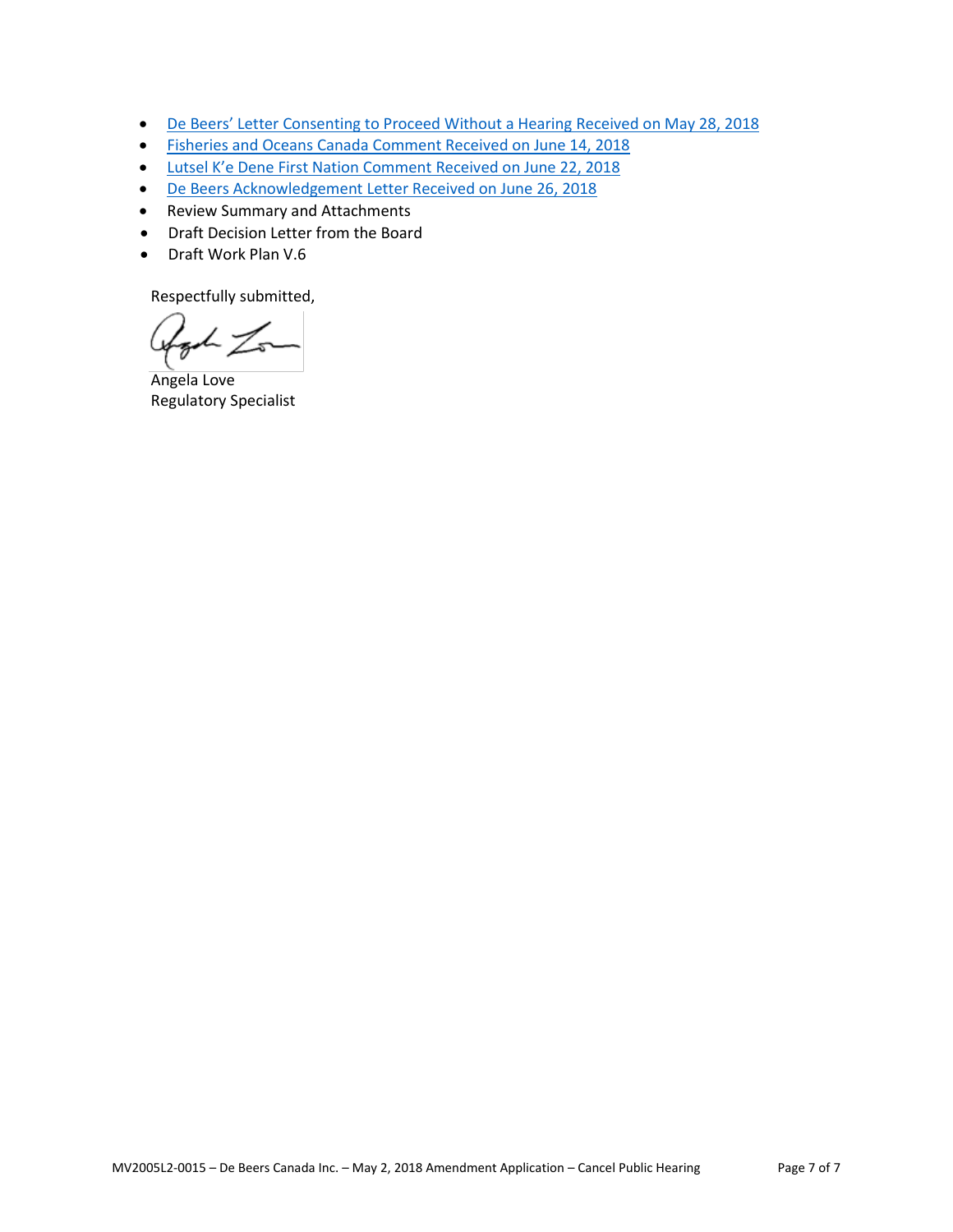- De Beers' Letter Consenting to Proceed Without a Hearing Received on May 28, 2018
- Fisheries and Oceans Canada Comment Received on June 14, 2018
- Lutsel K'e Dene First Nation Comment Received on June 22, 2018
- De Beers Acknowledgement Letter Received on June 26, 2018
- Review Summary and Attachments
- Draft Decision Letter from the Board
- Draft Work Plan V.6

Respectfully submitted,

Angela Love
Regulatory Specialist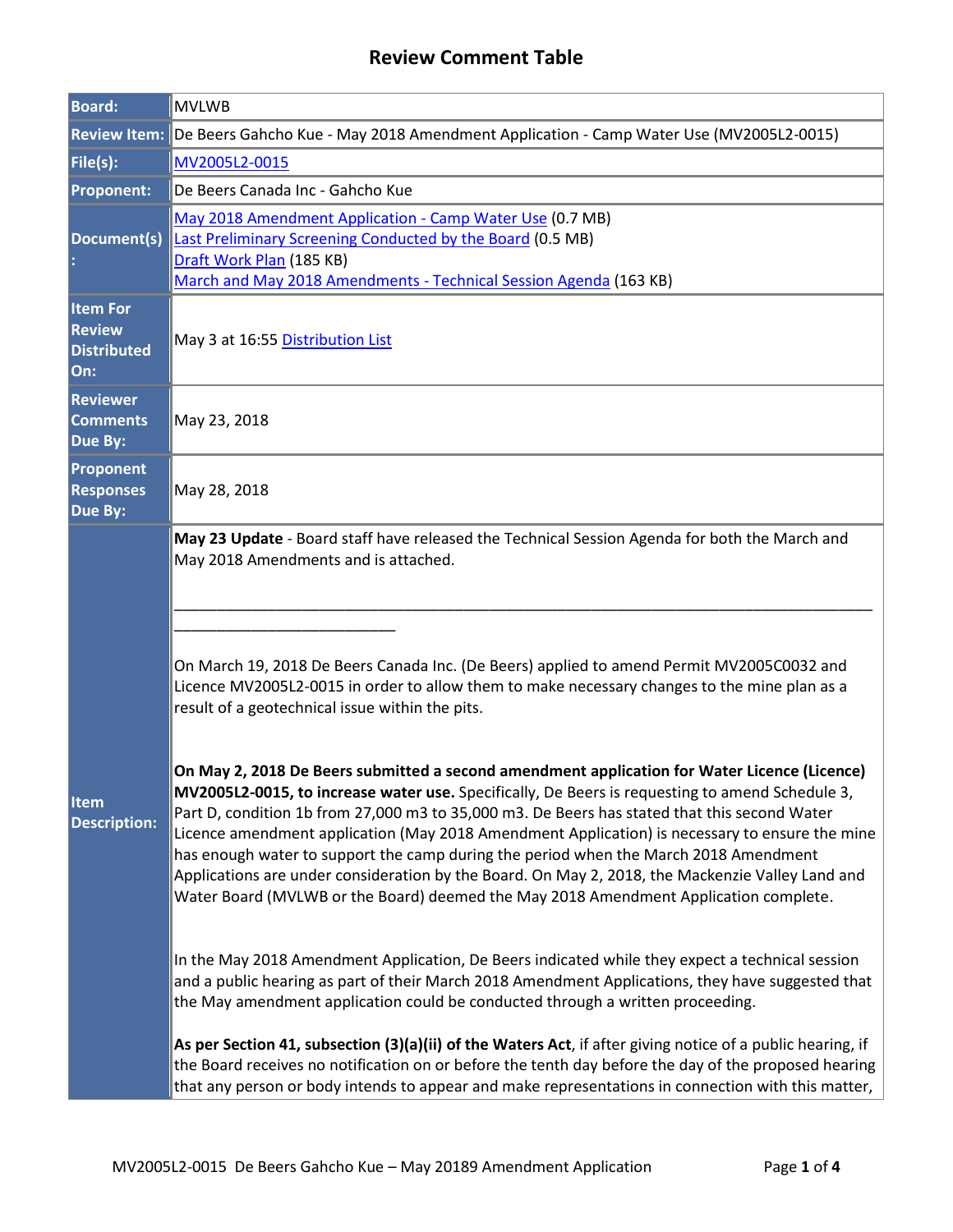# Review Comment Table

| | |
|---|---|
| **Board:** | MVLWB |
| **Review Item:** | De Beers Gahcho Kue - May 2018 Amendment Application - Camp Water Use (MV2005L2-0015) |
| **File(s):** | MV2005L2-0015 |
| **Proponent:** | De Beers Canada Inc - Gahcho Kue |
| **Document(s):** | May 2018 Amendment Application - Camp Water Use (0.7 MB)<br>Last Preliminary Screening Conducted by the Board (0.5 MB)<br>Draft Work Plan (185 KB)<br>March and May 2018 Amendments - Technical Session Agenda (163 KB) |
| **Item For Review Distributed On:** | May 3 at 16:55 Distribution List |
| **Reviewer Comments Due By:** | May 23, 2018 |
| **Proponent Responses Due By:** | May 28, 2018 |
| **Item Description:** | **May 23 Update** - Board staff have released the Technical Session Agenda for both the March and May 2018 Amendments and is attached.<br><br>___<br><br>On March 19, 2018 De Beers Canada Inc. (De Beers) applied to amend Permit MV2005C0032 and Licence MV2005L2-0015 in order to allow them to make necessary changes to the mine plan as a result of a geotechnical issue within the pits.<br><br>**On May 2, 2018 De Beers submitted a second amendment application for Water Licence (Licence) MV2005L2-0015, to increase water use.** Specifically, De Beers is requesting to amend Schedule 3, Part D, condition 1b from 27,000 m3 to 35,000 m3. De Beers has stated that this second Water Licence amendment application (May 2018 Amendment Application) is necessary to ensure the mine has enough water to support the camp during the period when the March 2018 Amendment Applications are under consideration by the Board. On May 2, 2018, the Mackenzie Valley Land and Water Board (MVLWB or the Board) deemed the May 2018 Amendment Application complete.<br><br>In the May 2018 Amendment Application, De Beers indicated while they expect a technical session and a public hearing as part of their March 2018 Amendment Applications, they have suggested that the May amendment application could be conducted through a written proceeding.<br><br>**As per Section 41, subsection (3)(a)(ii) of the Waters Act**, if after giving notice of a public hearing, if the Board receives no notification on or before the tenth day before the day of the proposed hearing that any person or body intends to appear and make representations in connection with this matter, |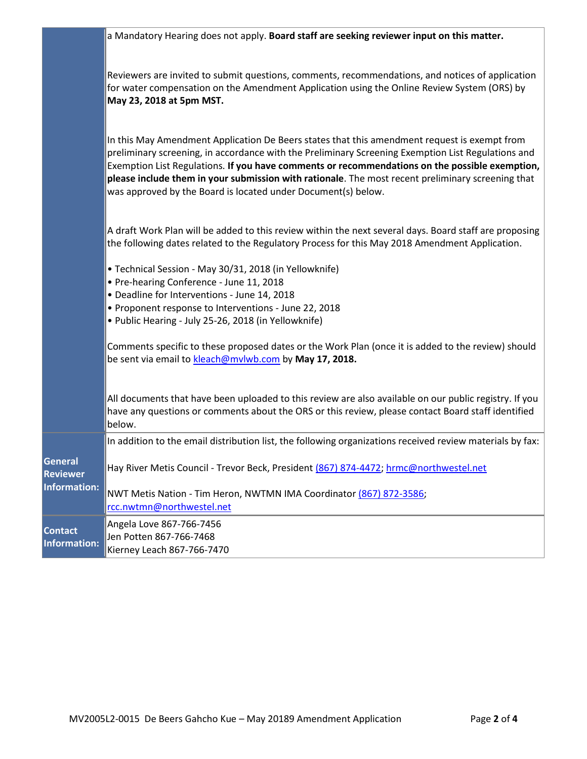| | |
|---|---|
| | a Mandatory Hearing does not apply. **Board staff are seeking reviewer input on this matter.**<br><br>Reviewers are invited to submit questions, comments, recommendations, and notices of application for water compensation on the Amendment Application using the Online Review System (ORS) by **May 23, 2018 at 5pm MST.**<br><br>In this May Amendment Application De Beers states that this amendment request is exempt from preliminary screening, in accordance with the Preliminary Screening Exemption List Regulations and Exemption List Regulations. **If you have comments or recommendations on the possible exemption, please include them in your submission with rationale**. The most recent preliminary screening that was approved by the Board is located under Document(s) below.<br><br>A draft Work Plan will be added to this review within the next several days. Board staff are proposing the following dates related to the Regulatory Process for this May 2018 Amendment Application.<br><br>• Technical Session - May 30/31, 2018 (in Yellowknife)<br>• Pre-hearing Conference - June 11, 2018<br>• Deadline for Interventions - June 14, 2018<br>• Proponent response to Interventions - June 22, 2018<br>• Public Hearing - July 25-26, 2018 (in Yellowknife)<br><br>Comments specific to these proposed dates or the Work Plan (once it is added to the review) should be sent via email to kleach@mvlwb.com by **May 17, 2018.**<br><br>All documents that have been uploaded to this review are also available on our public registry. If you have any questions or comments about the ORS or this review, please contact Board staff identified below. |
| **General Reviewer Information:** | In addition to the email distribution list, the following organizations received review materials by fax:<br><br>Hay River Metis Council - Trevor Beck, President (867) 874-4472; hrmc@northwestel.net<br><br>NWT Metis Nation - Tim Heron, NWTMN IMA Coordinator (867) 872-3586; rcc.nwtmn@northwestel.net |
| **Contact Information:** | Angela Love 867-766-7456<br>Jen Potten 867-766-7468<br>Kierney Leach 867-766-7470 |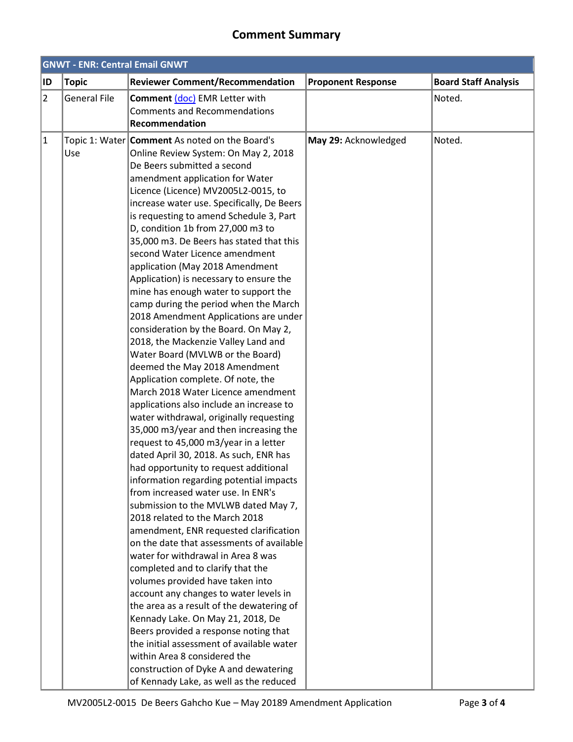# Comment Summary

| GNWT - ENR: Central Email GNWT | | | | |
|---|---|---|---|---|
| **ID** | **Topic** | **Reviewer Comment/Recommendation** | **Proponent Response** | **Board Staff Analysis** |
| 2 | General File | **Comment** (doc) EMR Letter with Comments and Recommendations **Recommendation** | | Noted. |
| 1 | Topic 1: Water Use | **Comment** As noted on the Board's Online Review System: On May 2, 2018 De Beers submitted a second amendment application for Water Licence (Licence) MV2005L2-0015, to increase water use. Specifically, De Beers is requesting to amend Schedule 3, Part D, condition 1b from 27,000 m3 to 35,000 m3. De Beers has stated that this second Water Licence amendment application (May 2018 Amendment Application) is necessary to ensure the mine has enough water to support the camp during the period when the March 2018 Amendment Applications are under consideration by the Board. On May 2, 2018, the Mackenzie Valley Land and Water Board (MVLWB or the Board) deemed the May 2018 Amendment Application complete. Of note, the March 2018 Water Licence amendment applications also include an increase to water withdrawal, originally requesting 35,000 m3/year and then increasing the request to 45,000 m3/year in a letter dated April 30, 2018. As such, ENR has had opportunity to request additional information regarding potential impacts from increased water use. In ENR's submission to the MVLWB dated May 7, 2018 related to the March 2018 amendment, ENR requested clarification on the date that assessments of available water for withdrawal in Area 8 was completed and to clarify that the volumes provided have taken into account any changes to water levels in the area as a result of the dewatering of Kennady Lake. On May 21, 2018, De Beers provided a response noting that the initial assessment of available water within Area 8 considered the construction of Dyke A and dewatering of Kennady Lake, as well as the reduced | **May 29:** Acknowledged | Noted. |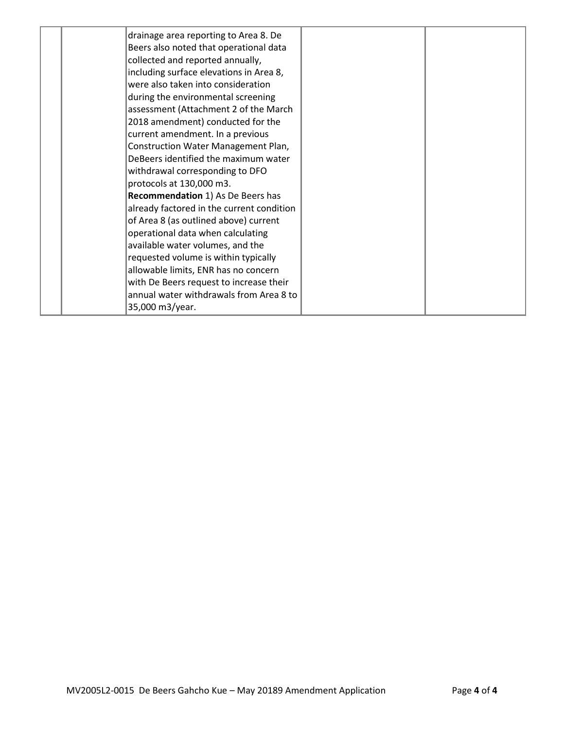|  |  | drainage area reporting to Area 8. De Beers also noted that operational data collected and reported annually, including surface elevations in Area 8, were also taken into consideration during the environmental screening assessment (Attachment 2 of the March 2018 amendment) conducted for the current amendment. In a previous Construction Water Management Plan, DeBeers identified the maximum water withdrawal corresponding to DFO protocols at 130,000 m3.<br>**Recommendation** 1) As De Beers has already factored in the current condition of Area 8 (as outlined above) current operational data when calculating available water volumes, and the requested volume is within typically allowable limits, ENR has no concern with De Beers request to increase their annual water withdrawals from Area 8 to 35,000 m3/year. |  |  |
|---|---|---|---|---|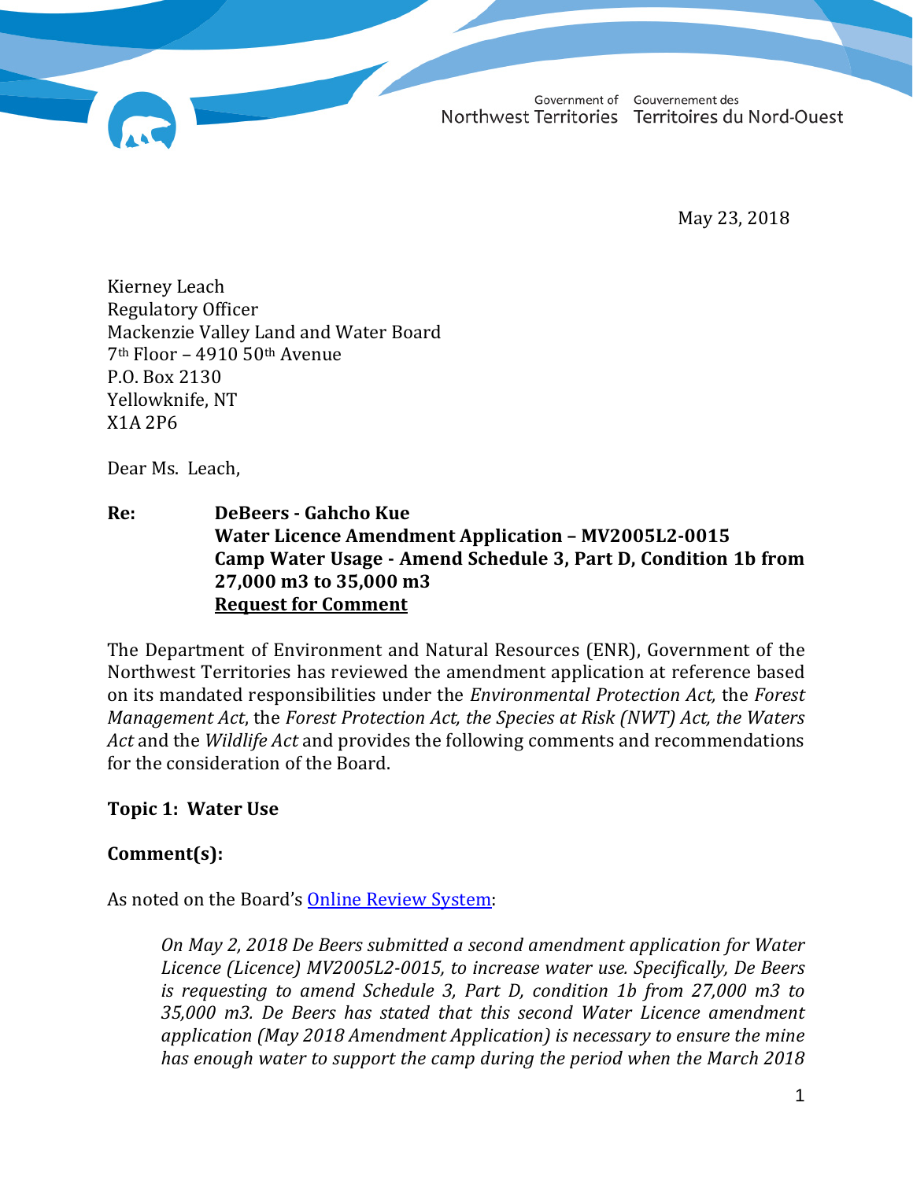Government of Northwest Territories    Gouvernement des Territoires du Nord-Ouest

May 23, 2018

Kierney Leach
Regulatory Officer
Mackenzie Valley Land and Water Board
7th Floor – 4910 50th Avenue
P.O. Box 2130
Yellowknife, NT
X1A 2P6

Dear Ms. Leach,

**Re: DeBeers - Gahcho Kue**
**Water Licence Amendment Application – MV2005L2-0015**
**Camp Water Usage - Amend Schedule 3, Part D, Condition 1b from 27,000 m3 to 35,000 m3**
**<u>Request for Comment</u>**

The Department of Environment and Natural Resources (ENR), Government of the Northwest Territories has reviewed the amendment application at reference based on its mandated responsibilities under the *Environmental Protection Act,* the *Forest Management Act*, the *Forest Protection Act, the Species at Risk (NWT) Act, the Waters Act* and the *Wildlife Act* and provides the following comments and recommendations for the consideration of the Board.

**Topic 1: Water Use**

**Comment(s):**

As noted on the Board's Online Review System:

> *On May 2, 2018 De Beers submitted a second amendment application for Water Licence (Licence) MV2005L2-0015, to increase water use. Specifically, De Beers is requesting to amend Schedule 3, Part D, condition 1b from 27,000 m3 to 35,000 m3. De Beers has stated that this second Water Licence amendment application (May 2018 Amendment Application) is necessary to ensure the mine has enough water to support the camp during the period when the March 2018*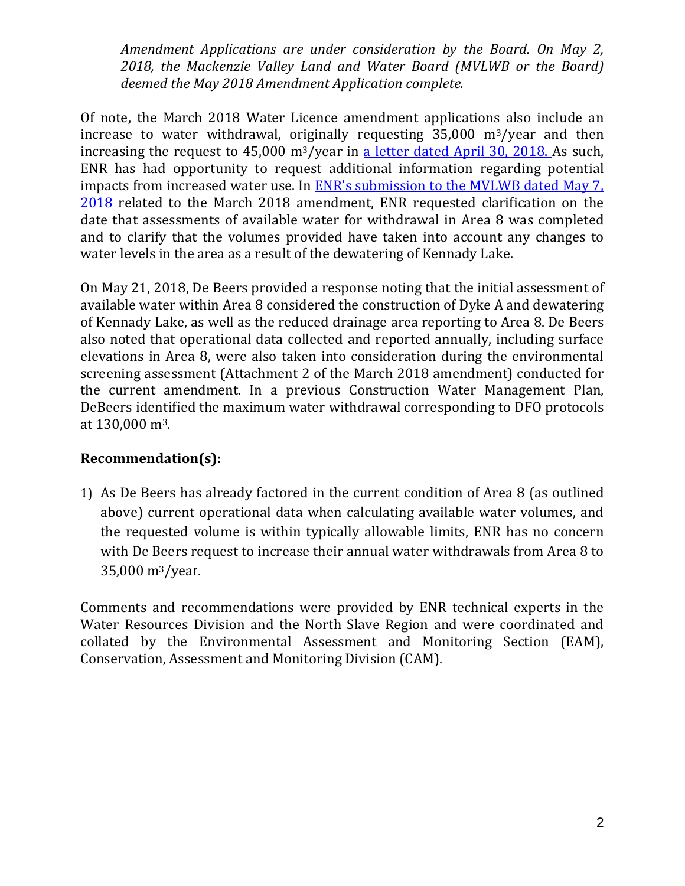*Amendment Applications are under consideration by the Board. On May 2, 2018, the Mackenzie Valley Land and Water Board (MVLWB or the Board) deemed the May 2018 Amendment Application complete.*

Of note, the March 2018 Water Licence amendment applications also include an increase to water withdrawal, originally requesting 35,000 $m^3$/year and then increasing the request to 45,000 $m^3$/year in a letter dated April 30, 2018. As such, ENR has had opportunity to request additional information regarding potential impacts from increased water use. In ENR's submission to the MVLWB dated May 7, 2018 related to the March 2018 amendment, ENR requested clarification on the date that assessments of available water for withdrawal in Area 8 was completed and to clarify that the volumes provided have taken into account any changes to water levels in the area as a result of the dewatering of Kennady Lake.

On May 21, 2018, De Beers provided a response noting that the initial assessment of available water within Area 8 considered the construction of Dyke A and dewatering of Kennady Lake, as well as the reduced drainage area reporting to Area 8. De Beers also noted that operational data collected and reported annually, including surface elevations in Area 8, were also taken into consideration during the environmental screening assessment (Attachment 2 of the March 2018 amendment) conducted for the current amendment. In a previous Construction Water Management Plan, DeBeers identified the maximum water withdrawal corresponding to DFO protocols at 130,000 $m^3$.

**Recommendation(s):**

1) As De Beers has already factored in the current condition of Area 8 (as outlined above) current operational data when calculating available water volumes, and the requested volume is within typically allowable limits, ENR has no concern with De Beers request to increase their annual water withdrawals from Area 8 to 35,000 $m^3$/year.

Comments and recommendations were provided by ENR technical experts in the Water Resources Division and the North Slave Region and were coordinated and collated by the Environmental Assessment and Monitoring Section (EAM), Conservation, Assessment and Monitoring Division (CAM).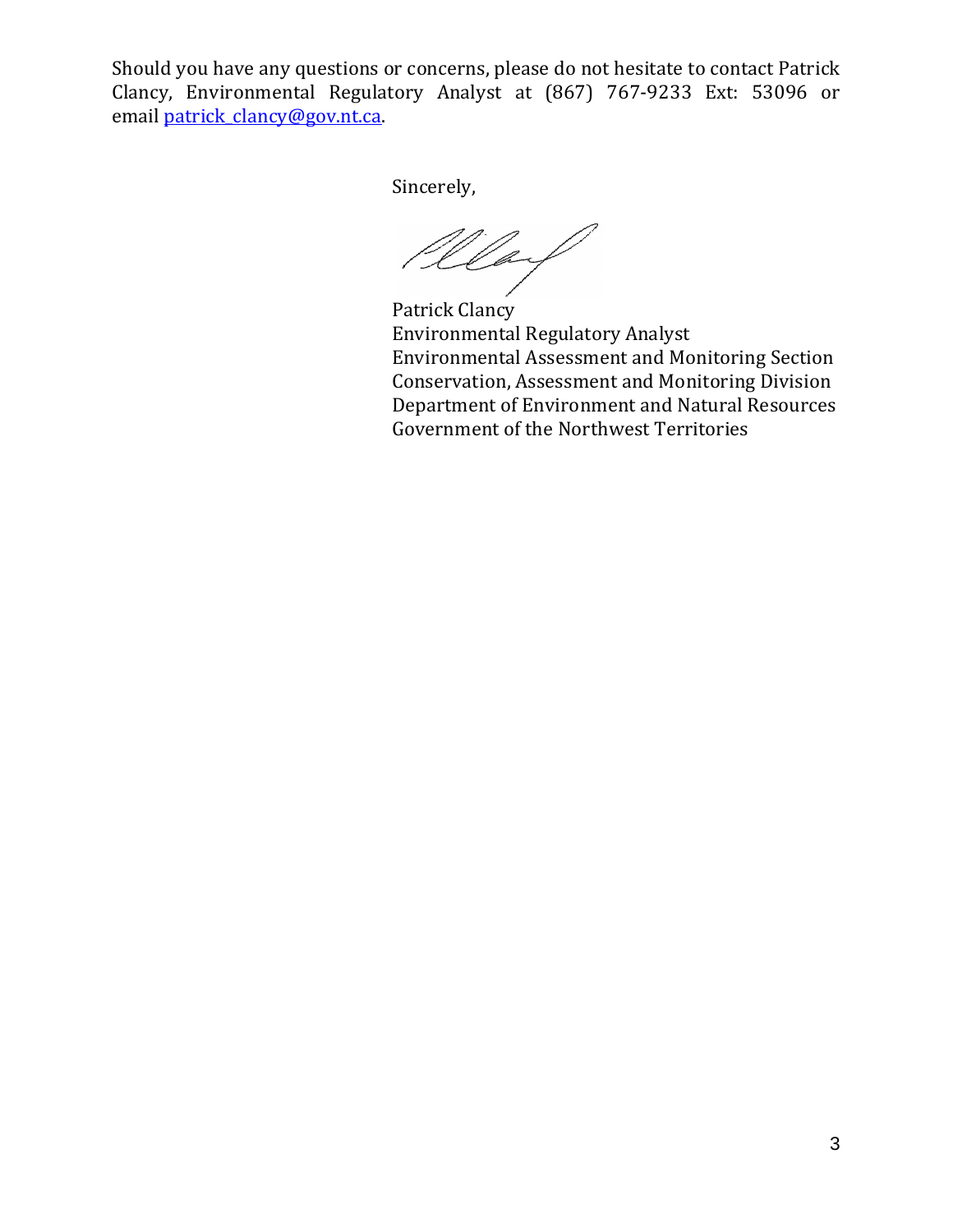Should you have any questions or concerns, please do not hesitate to contact Patrick Clancy, Environmental Regulatory Analyst at (867) 767-9233 Ext: 53096 or email patrick_clancy@gov.nt.ca.

Sincerely,

Patrick Clancy
Environmental Regulatory Analyst
Environmental Assessment and Monitoring Section
Conservation, Assessment and Monitoring Division
Department of Environment and Natural Resources
Government of the Northwest Territories